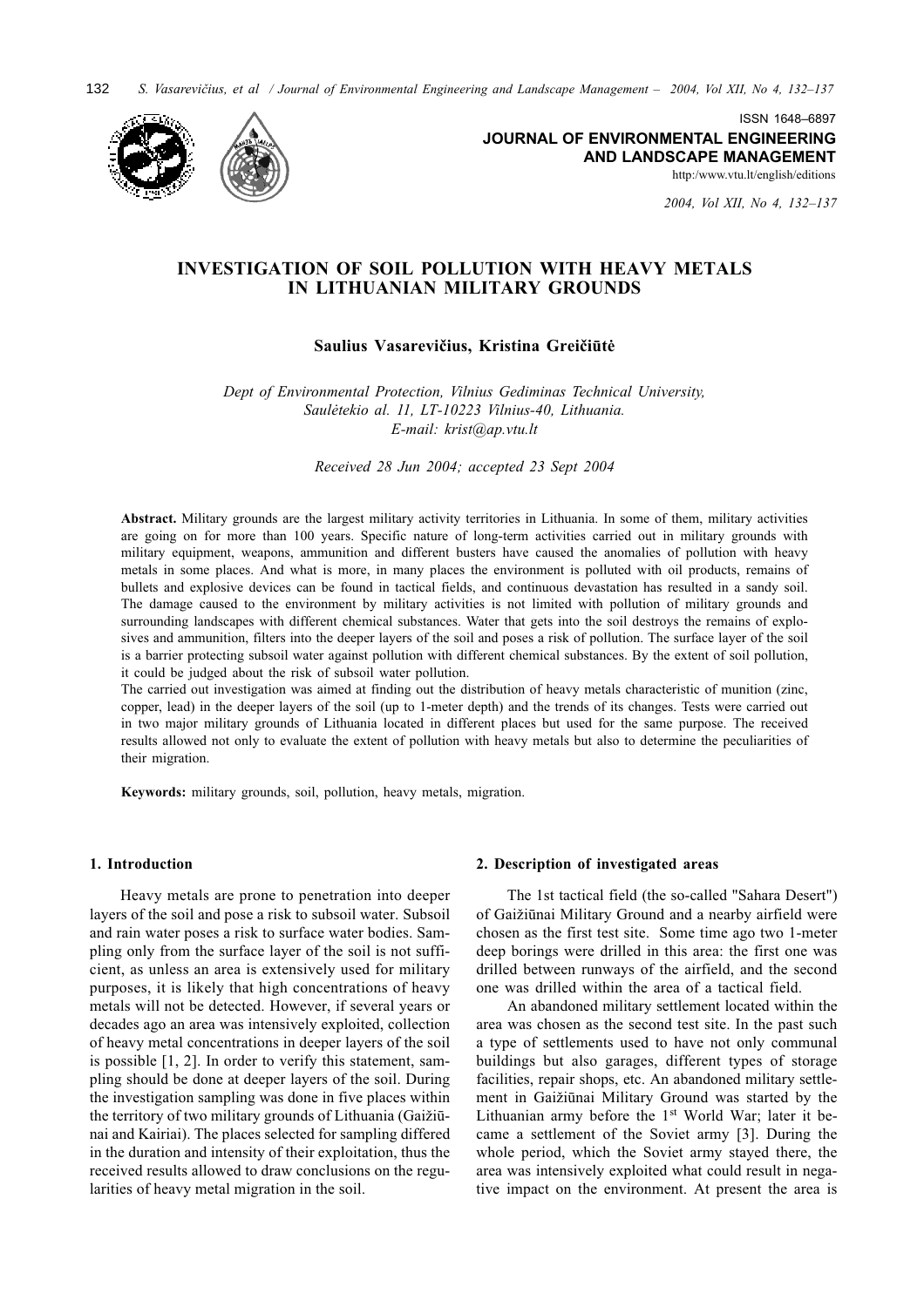ISSN 1648–6897

**JOURNAL OF ENVIRONMENTAL ENGINEERING AND LANDSCAPE MANAGEMENT**

http:/www.vtu.lt/english/editions

*2004, Vol XII, No 4, 132–137*

# INVESTIGATION OF SOIL POLLUTION WITH HEAVY METALS IN LITHUANIAN MILITARY GROUNDS

**Saulius Vasarevičius, Kristina Greičiūtė**

*Dept of Environmental Protection, Vilnius Gediminas Technical University, Saulėtekio al. 11, LT-10223 Vilnius-40, Lithuania. E-mail: krist@ap.vtu.lt*

*Received 28 Jun 2004; accepted 23 Sept 2004*

**Abstract.** Military grounds are the largest military activity territories in Lithuania. In some of them, military activities are going on for more than 100 years. Specific nature of long-term activities carried out in military grounds with military equipment, weapons, ammunition and different busters have caused the anomalies of pollution with heavy metals in some places. And what is more, in many places the environment is polluted with oil products, remains of bullets and explosive devices can be found in tactical fields, and continuous devastation has resulted in a sandy soil. The damage caused to the environment by military activities is not limited with pollution of military grounds and surrounding landscapes with different chemical substances. Water that gets into the soil destroys the remains of explosives and ammunition, filters into the deeper layers of the soil and poses a risk of pollution. The surface layer of the soil is a barrier protecting subsoil water against pollution with different chemical substances. By the extent of soil pollution, it could be judged about the risk of subsoil water pollution.

The carried out investigation was aimed at finding out the distribution of heavy metals characteristic of munition (zinc, copper, lead) in the deeper layers of the soil (up to 1-meter depth) and the trends of its changes. Tests were carried out in two major military grounds of Lithuania located in different places but used for the same purpose. The received results allowed not only to evaluate the extent of pollution with heavy metals but also to determine the peculiarities of their migration.

**Keywords:** military grounds, soil, pollution, heavy metals, migration.

## 1. Introduction

Heavy metals are prone to penetration into deeper layers of the soil and pose a risk to subsoil water. Subsoil and rain water poses a risk to surface water bodies. Sampling only from the surface layer of the soil is not sufficient, as unless an area is extensively used for military purposes, it is likely that high concentrations of heavy metals will not be detected. However, if several years or decades ago an area was intensively exploited, collection of heavy metal concentrations in deeper layers of the soil is possible [1, 2]. In order to verify this statement, sampling should be done at deeper layers of the soil. During the investigation sampling was done in five places within the territory of two military grounds of Lithuania (Gaižiūnai and Kairiai). The places selected for sampling differed in the duration and intensity of their exploitation, thus the received results allowed to draw conclusions on the regularities of heavy metal migration in the soil.

## 2. Description of investigated areas

The 1st tactical field (the so-called "Sahara Desert") of Gaižiūnai Military Ground and a nearby airfield were chosen as the first test site. Some time ago two 1-meter deep borings were drilled in this area: the first one was drilled between runways of the airfield, and the second one was drilled within the area of a tactical field.

An abandoned military settlement located within the area was chosen as the second test site. In the past such a type of settlements used to have not only communal buildings but also garages, different types of storage facilities, repair shops, etc. An abandoned military settlement in Gaižiūnai Military Ground was started by the Lithuanian army before the 1st World War; later it became a settlement of the Soviet army [3]. During the whole period, which the Soviet army stayed there, the area was intensively exploited what could result in negative impact on the environment. At present the area is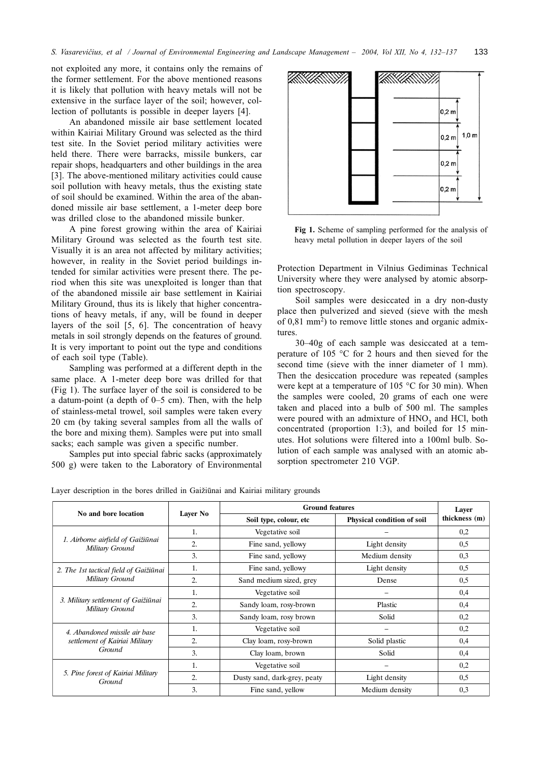not exploited any more, it contains only the remains of the former settlement. For the above mentioned reasons it is likely that pollution with heavy metals will not be extensive in the surface layer of the soil; however, collection of pollutants is possible in deeper layers [4].

An abandoned missile air base settlement located within Kairiai Military Ground was selected as the third test site. In the Soviet period military activities were held there. There were barracks, missile bunkers, car repair shops, headquarters and other buildings in the area [3]. The above-mentioned military activities could cause soil pollution with heavy metals, thus the existing state of soil should be examined. Within the area of the abandoned missile air base settlement, a 1-meter deep bore was drilled close to the abandoned missile bunker.

A pine forest growing within the area of Kairiai Military Ground was selected as the fourth test site. Visually it is an area not affected by military activities; however, in reality in the Soviet period buildings intended for similar activities were present there. The period when this site was unexploited is longer than that of the abandoned missile air base settlement in Kairiai Military Ground, thus its is likely that higher concentrations of heavy metals, if any, will be found in deeper layers of the soil [5, 6]. The concentration of heavy metals in soil strongly depends on the features of ground. It is very important to point out the type and conditions of each soil type (Table).

Sampling was performed at a different depth in the same place. A 1-meter deep bore was drilled for that (Fig 1). The surface layer of the soil is considered to be a datum-point (a depth of 0–5 cm). Then, with the help of stainless-metal trowel, soil samples were taken every 20 cm (by taking several samples from all the walls of the bore and mixing them). Samples were put into small sacks; each sample was given a specific number.

Samples put into special fabric sacks (approximately 500 g) were taken to the Laboratory of Environmental Protection Department in Vilnius Gediminas Technical University where they were analysed by atomic absorption spectroscopy.

**Fig 1.** Scheme of sampling performed for the analysis of heavy metal pollution in deeper layers of the soil

Soil samples were desiccated in a dry non-dusty place then pulverized and sieved (sieve with the mesh of 0,81 mm$^2$) to remove little stones and organic admixtures.

30–40g of each sample was desiccated at a temperature of 105 °C for 2 hours and then sieved for the second time (sieve with the inner diameter of 1 mm). Then the desiccation procedure was repeated (samples were kept at a temperature of 105 °C for 30 min). When the samples were cooled, 20 grams of each one were taken and placed into a bulb of 500 ml. The samples were poured with an admixture of $HNO_3$ and HCl, both concentrated (proportion 1:3), and boiled for 15 minutes. Hot solutions were filtered into a 100ml bulb. Solution of each sample was analysed with an atomic absorption spectrometer 210 VGP.

Layer description in the bores drilled in Gaižiūnai and Kairiai military grounds

| No and bore location | Layer No | Ground features | | Layer thickness (m) |
|---|---|---|---|---|
| | | Soil type, colour, etc | Physical condition of soil | |
| *1. Airborne airfield of Gaižiūnai Military Ground* | 1. | Vegetative soil | – | 0,2 |
| | 2. | Fine sand, yellowy | Light density | 0,5 |
| | 3. | Fine sand, yellowy | Medium density | 0,3 |
| *2. The 1st tactical field of Gaižiūnai Military Ground* | 1. | Fine sand, yellowy | Light density | 0,5 |
| | 2. | Sand medium sized, grey | Dense | 0,5 |
| *3. Military settlement of Gaižiūnai Military Ground* | 1. | Vegetative soil | – | 0,4 |
| | 2. | Sandy loam, rosy-brown | Plastic | 0,4 |
| | 3. | Sandy loam, rosy brown | Solid | 0,2 |
| *4. Abandoned missile air base settlement of Kairiai Military Ground* | 1. | Vegetative soil | – | 0,2 |
| | 2. | Clay loam, rosy-brown | Solid plastic | 0,4 |
| | 3. | Clay loam, brown | Solid | 0,4 |
| *5. Pine forest of Kairiai Military Ground* | 1. | Vegetative soil | – | 0,2 |
| | 2. | Dusty sand, dark-grey, peaty | Light density | 0,5 |
| | 3. | Fine sand, yellow | Medium density | 0,3 |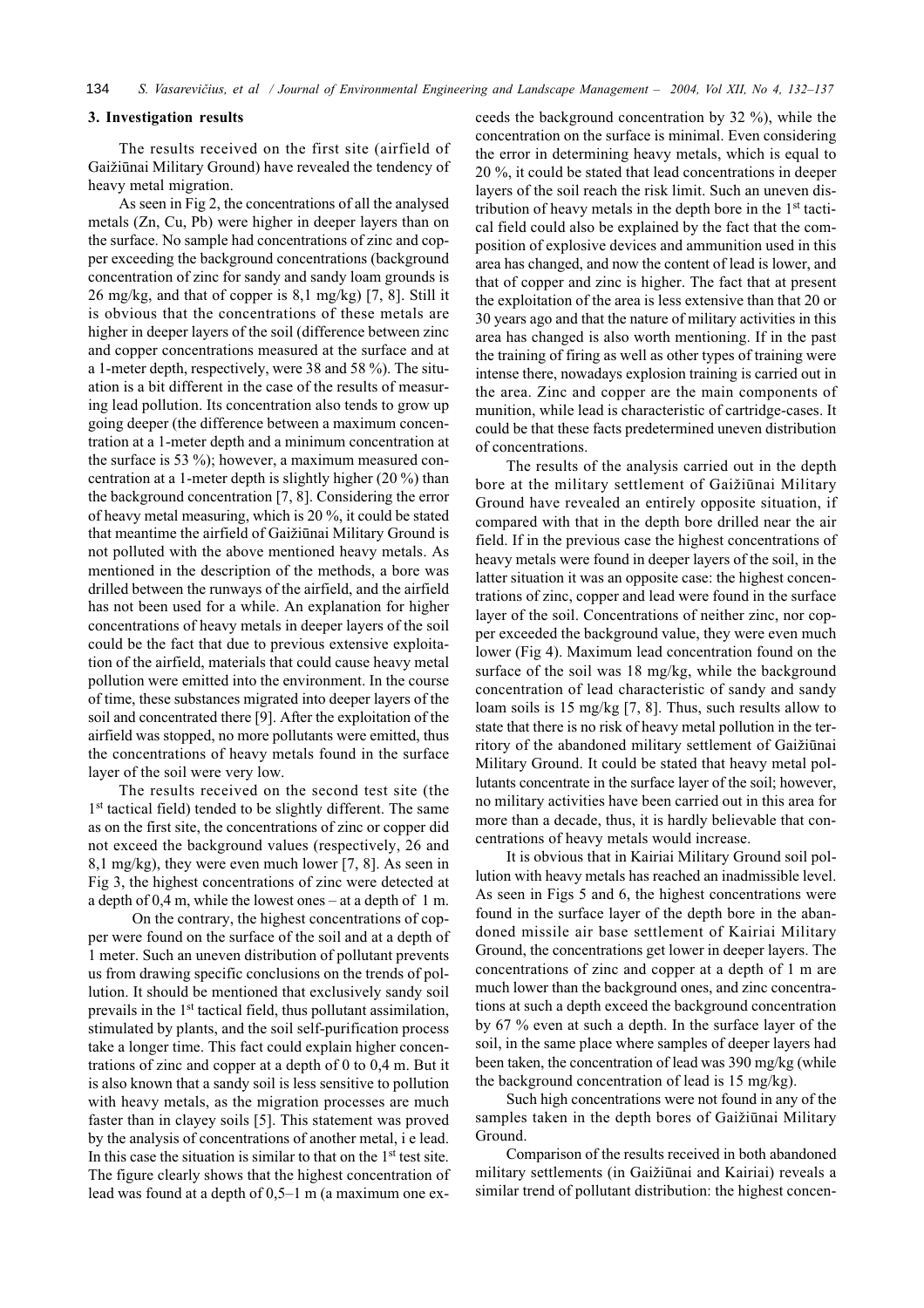## 3. Investigation results

The results received on the first site (airfield of Gaižiūnai Military Ground) have revealed the tendency of heavy metal migration.

As seen in Fig 2, the concentrations of all the analysed metals (Zn, Cu, Pb) were higher in deeper layers than on the surface. No sample had concentrations of zinc and copper exceeding the background concentrations (background concentration of zinc for sandy and sandy loam grounds is 26 mg/kg, and that of copper is 8,1 mg/kg) [7, 8]. Still it is obvious that the concentrations of these metals are higher in deeper layers of the soil (difference between zinc and copper concentrations measured at the surface and at a 1-meter depth, respectively, were 38 and 58 %). The situation is a bit different in the case of the results of measuring lead pollution. Its concentration also tends to grow up going deeper (the difference between a maximum concentration at a 1-meter depth and a minimum concentration at the surface is 53 %); however, a maximum measured concentration at a 1-meter depth is slightly higher (20 %) than the background concentration [7, 8]. Considering the error of heavy metal measuring, which is 20 %, it could be stated that meantime the airfield of Gaižiūnai Military Ground is not polluted with the above mentioned heavy metals. As mentioned in the description of the methods, a bore was drilled between the runways of the airfield, and the airfield has not been used for a while. An explanation for higher concentrations of heavy metals in deeper layers of the soil could be the fact that due to previous extensive exploitation of the airfield, materials that could cause heavy metal pollution were emitted into the environment. In the course of time, these substances migrated into deeper layers of the soil and concentrated there [9]. After the exploitation of the airfield was stopped, no more pollutants were emitted, thus the concentrations of heavy metals found in the surface layer of the soil were very low.

The results received on the second test site (the 1st tactical field) tended to be slightly different. The same as on the first site, the concentrations of zinc or copper did not exceed the background values (respectively, 26 and 8,1 mg/kg), they were even much lower [7, 8]. As seen in Fig 3, the highest concentrations of zinc were detected at a depth of 0,4 m, while the lowest ones – at a depth of 1 m.

On the contrary, the highest concentrations of copper were found on the surface of the soil and at a depth of 1 meter. Such an uneven distribution of pollutant prevents us from drawing specific conclusions on the trends of pollution. It should be mentioned that exclusively sandy soil prevails in the 1st tactical field, thus pollutant assimilation, stimulated by plants, and the soil self-purification process take a longer time. This fact could explain higher concentrations of zinc and copper at a depth of 0 to 0,4 m. But it is also known that a sandy soil is less sensitive to pollution with heavy metals, as the migration processes are much faster than in clayey soils [5]. This statement was proved by the analysis of concentrations of another metal, i e lead. In this case the situation is similar to that on the 1st test site. The figure clearly shows that the highest concentration of lead was found at a depth of 0,5–1 m (a maximum one exceeds the background concentration by 32 %), while the concentration on the surface is minimal. Even considering the error in determining heavy metals, which is equal to 20 %, it could be stated that lead concentrations in deeper layers of the soil reach the risk limit. Such an uneven distribution of heavy metals in the depth bore in the 1st tactical field could also be explained by the fact that the composition of explosive devices and ammunition used in this area has changed, and now the content of lead is lower, and that of copper and zinc is higher. The fact that at present the exploitation of the area is less extensive than that 20 or 30 years ago and that the nature of military activities in this area has changed is also worth mentioning. If in the past the training of firing as well as other types of training were intense there, nowadays explosion training is carried out in the area. Zinc and copper are the main components of munition, while lead is characteristic of cartridge-cases. It could be that these facts predetermined uneven distribution of concentrations.

The results of the analysis carried out in the depth bore at the military settlement of Gaižiūnai Military Ground have revealed an entirely opposite situation, if compared with that in the depth bore drilled near the air field. If in the previous case the highest concentrations of heavy metals were found in deeper layers of the soil, in the latter situation it was an opposite case: the highest concentrations of zinc, copper and lead were found in the surface layer of the soil. Concentrations of neither zinc, nor copper exceeded the background value, they were even much lower (Fig 4). Maximum lead concentration found on the surface of the soil was 18 mg/kg, while the background concentration of lead characteristic of sandy and sandy loam soils is 15 mg/kg [7, 8]. Thus, such results allow to state that there is no risk of heavy metal pollution in the territory of the abandoned military settlement of Gaižiūnai Military Ground. It could be stated that heavy metal pollutants concentrate in the surface layer of the soil; however, no military activities have been carried out in this area for more than a decade, thus, it is hardly believable that concentrations of heavy metals would increase.

It is obvious that in Kairiai Military Ground soil pollution with heavy metals has reached an inadmissible level. As seen in Figs 5 and 6, the highest concentrations were found in the surface layer of the depth bore in the abandoned missile air base settlement of Kairiai Military Ground, the concentrations get lower in deeper layers. The concentrations of zinc and copper at a depth of 1 m are much lower than the background ones, and zinc concentrations at such a depth exceed the background concentration by 67 % even at such a depth. In the surface layer of the soil, in the same place where samples of deeper layers had been taken, the concentration of lead was 390 mg/kg (while the background concentration of lead is 15 mg/kg).

Such high concentrations were not found in any of the samples taken in the depth bores of Gaižiūnai Military Ground.

Comparison of the results received in both abandoned military settlements (in Gaižiūnai and Kairiai) reveals a similar trend of pollutant distribution: the highest concen-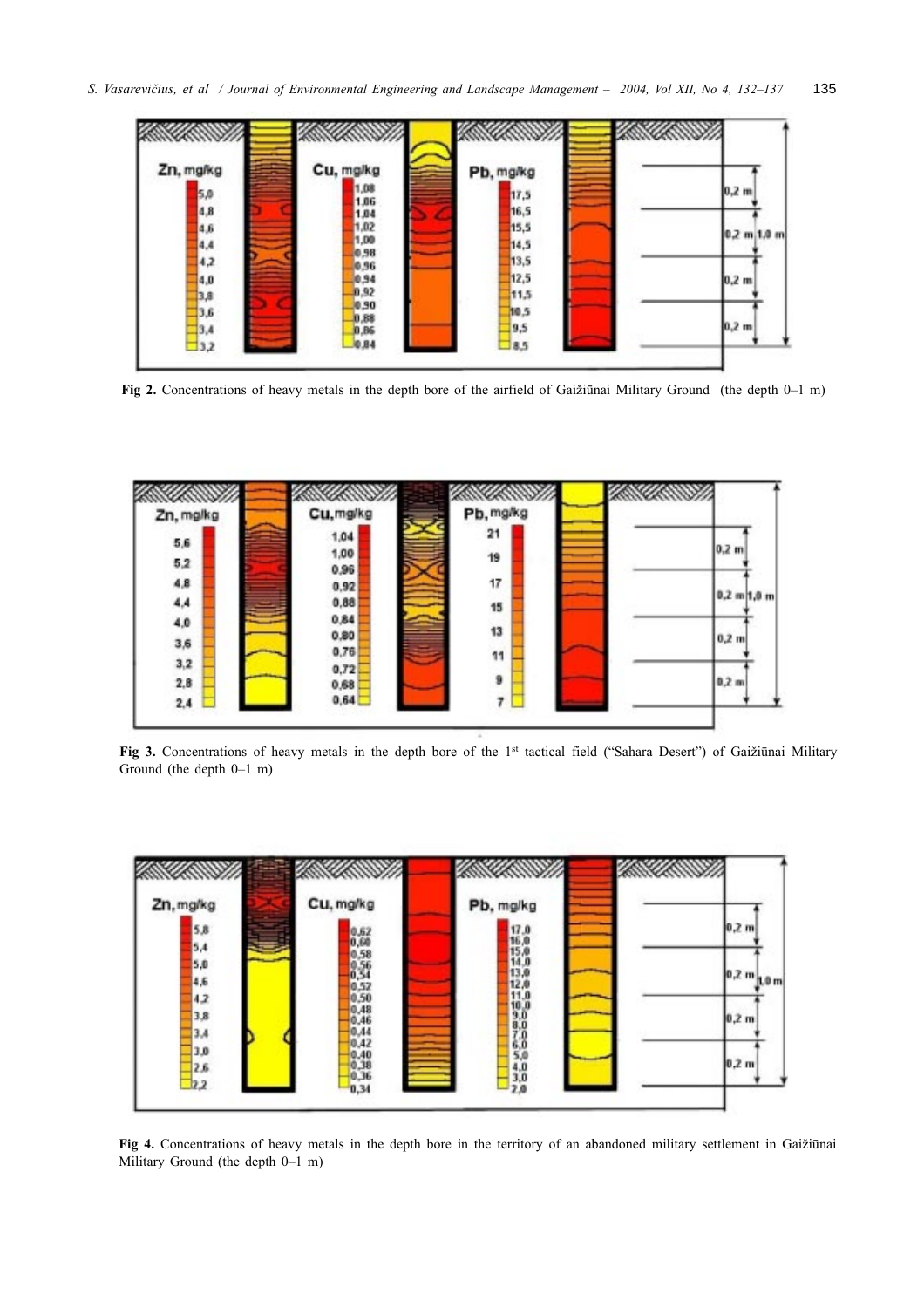**Fig 2.** Concentrations of heavy metals in the depth bore of the airfield of Gaižiūnai Military Ground (the depth 0–1 m)

**Fig 3.** Concentrations of heavy metals in the depth bore of the 1[st] tactical field ("Sahara Desert") of Gaižiūnai Military Ground (the depth 0–1 m)

**Fig 4.** Concentrations of heavy metals in the depth bore in the territory of an abandoned military settlement in Gaižiūnai Military Ground (the depth 0–1 m)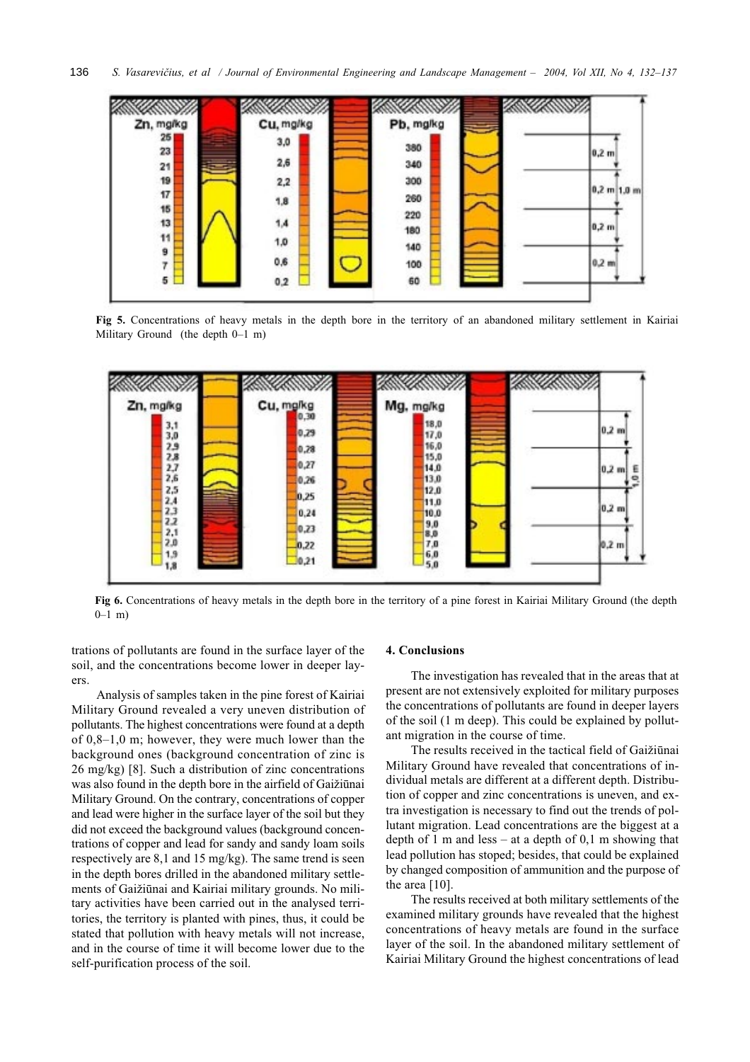Fig 5. Concentrations of heavy metals in the depth bore in the territory of an abandoned military settlement in Kairiai Military Ground (the depth 0–1 m)

Fig 6. Concentrations of heavy metals in the depth bore in the territory of a pine forest in Kairiai Military Ground (the depth 0–1 m)

trations of pollutants are found in the surface layer of the soil, and the concentrations become lower in deeper layers.

Analysis of samples taken in the pine forest of Kairiai Military Ground revealed a very uneven distribution of pollutants. The highest concentrations were found at a depth of 0,8–1,0 m; however, they were much lower than the background ones (background concentration of zinc is 26 mg/kg) [8]. Such a distribution of zinc concentrations was also found in the depth bore in the airfield of Gaižiūnai Military Ground. On the contrary, concentrations of copper and lead were higher in the surface layer of the soil but they did not exceed the background values (background concentrations of copper and lead for sandy and sandy loam soils respectively are 8,1 and 15 mg/kg). The same trend is seen in the depth bores drilled in the abandoned military settlements of Gaižiūnai and Kairiai military grounds. No military activities have been carried out in the analysed territories, the territory is planted with pines, thus, it could be stated that pollution with heavy metals will not increase, and in the course of time it will become lower due to the self-purification process of the soil.

## 4. Conclusions

The investigation has revealed that in the areas that at present are not extensively exploited for military purposes the concentrations of pollutants are found in deeper layers of the soil (1 m deep). This could be explained by pollutant migration in the course of time.

The results received in the tactical field of Gaižiūnai Military Ground have revealed that concentrations of individual metals are different at a different depth. Distribution of copper and zinc concentrations is uneven, and extra investigation is necessary to find out the trends of pollutant migration. Lead concentrations are the biggest at a depth of 1 m and less – at a depth of 0,1 m showing that lead pollution has stoped; besides, that could be explained by changed composition of ammunition and the purpose of the area [10].

The results received at both military settlements of the examined military grounds have revealed that the highest concentrations of heavy metals are found in the surface layer of the soil. In the abandoned military settlement of Kairiai Military Ground the highest concentrations of lead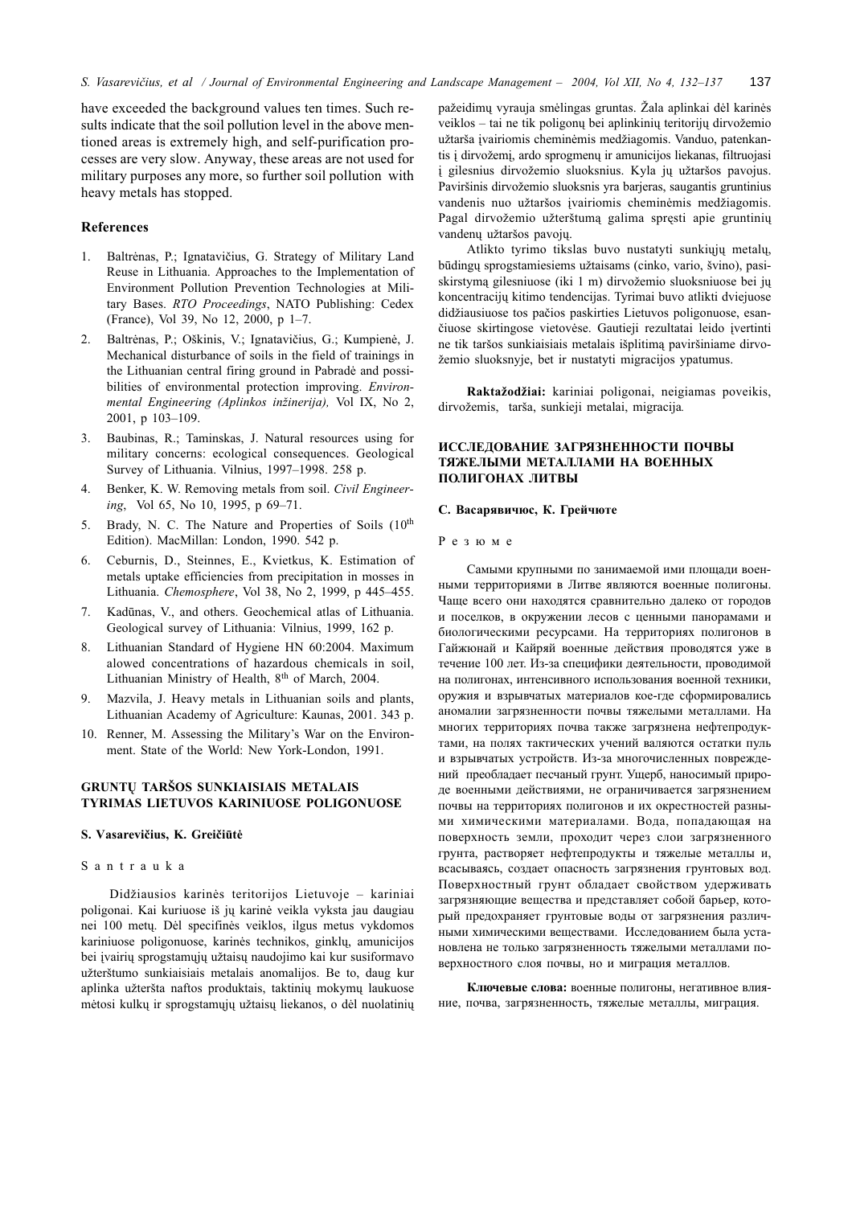have exceeded the background values ten times. Such results indicate that the soil pollution level in the above mentioned areas is extremely high, and self-purification processes are very slow. Anyway, these areas are not used for military purposes any more, so further soil pollution with heavy metals has stopped.

## References

1. Baltrėnas, P.; Ignatavičius, G. Strategy of Military Land Reuse in Lithuania. Approaches to the Implementation of Environment Pollution Prevention Technologies at Military Bases. *RTO Proceedings*, NATO Publishing: Cedex (France), Vol 39, No 12, 2000, p 1–7.
2. Baltrėnas, P.; Oškinis, V.; Ignatavičius, G.; Kumpienė, J. Mechanical disturbance of soils in the field of trainings in the Lithuanian central firing ground in Pabradė and possibilities of environmental protection improving. *Environmental Engineering (Aplinkos inžinerija),* Vol IX, No 2, 2001, p 103–109.
3. Baubinas, R.; Taminskas, J. Natural resources using for military concerns: ecological consequences. Geological Survey of Lithuania. Vilnius, 1997–1998. 258 p.
4. Benker, K. W. Removing metals from soil. *Civil Engineering*, Vol 65, No 10, 1995, p 69–71.
5. Brady, N. C. The Nature and Properties of Soils (10th Edition). MacMillan: London, 1990. 542 p.
6. Ceburnis, D., Steinnes, E., Kvietkus, K. Estimation of metals uptake efficiencies from precipitation in mosses in Lithuania. *Chemosphere*, Vol 38, No 2, 1999, p 445–455.
7. Kadūnas, V., and others. Geochemical atlas of Lithuania. Geological survey of Lithuania: Vilnius, 1999, 162 p.
8. Lithuanian Standard of Hygiene HN 60:2004. Maximum alowed concentrations of hazardous chemicals in soil, Lithuanian Ministry of Health, 8th of March, 2004.
9. Mazvila, J. Heavy metals in Lithuanian soils and plants, Lithuanian Academy of Agriculture: Kaunas, 2001. 343 p.
10. Renner, M. Assessing the Military's War on the Environment. State of the World: New York-London, 1991.

## GRUNTŲ TARŠOS SUNKIAISIAIS METALAIS TYRIMAS LIETUVOS KARINIUOSE POLIGONUOSE

**S. Vasarevičius, K. Greičiūtė**

S a n t r a u k a

Didžiausios karinės teritorijos Lietuvoje – kariniai poligonai. Kai kuriuose iš jų karinė veikla vyksta jau daugiau nei 100 metų. Dėl specifinės veiklos, ilgus metus vykdomos kariniuose poligonuose, karinės technikos, ginklų, amunicijos bei įvairių sprogstamųjų užtaisų naudojimo kai kur susiformavo užterštumo sunkiaisiais metalais anomalijos. Be to, daug kur aplinka užteršta naftos produktais, taktinių mokymų laukuose mėtosi kulkų ir sprogstamųjų užtaisų liekanos, o dėl nuolatinių pažeidimų vyrauja smėlingas gruntas. Žala aplinkai dėl karinės veiklos – tai ne tik poligonų bei aplinkinių teritorijų dirvožemio užterša įvairiomis cheminėmis medžiagomis. Vanduo, patenkantis į dirvožemį, ardo sprogmenų ir amunicijos liekanas, filtruojasi į gilesnius dirvožemio sluoksnius. Kyla jų užtaršos pavojus. Paviršinis dirvožemio sluoksnis yra barjeras, saugantis gruntinius vandenis nuo užtaršos įvairiomis cheminėmis medžiagomis. Pagal dirvožemio užterštumą galima spręsti apie gruntinių vandenų užtaršos pavojų.

Atlikto tyrimo tikslas buvo nustatyti sunkiųjų metalų, būdingų sprogstamiesiems užtaisams (cinko, vario, švino), pasiskirstymą gilesniuose (iki 1 m) dirvožemio sluoksniuose bei jų koncentracijų kitimo tendencijas. Tyrimai buvo atlikti dviejuose didžiausiuose tos pačios paskirties Lietuvos poligonuose, esančiuose skirtingose vietovėse. Gautieji rezultatai leido įvertinti ne tik taršos sunkiaisiais metalais išplitimą paviršiniame dirvožemio sluoksnyje, bet ir nustatyti migracijos ypatumus.

**Raktažodžiai:** kariniai poligonai, neigiamas poveikis, dirvožemis, tarša, sunkieji metalai, migracija.

## ИССЛЕДОВАНИЕ ЗАГРЯЗНЕННОСТИ ПОЧВЫ ТЯЖЕЛЫМИ МЕТАЛЛАМИ НА ВОЕННЫХ ПОЛИГОНАХ ЛИТВЫ

**С. Васарявичюс, К. Грейчюте**

Р е з ю м е

Самыми крупными по занимаемой ими площади военными территориями в Литве являются военные полигоны. Чаще всего они находятся сравнительно далеко от городов и поселков, в окружении лесов с ценными панорамами и биологическими ресурсами. На территориях полигонов в Гайжюнай и Кайряй военные действия проводятся уже в течение 100 лет. Из-за специфики деятельности, проводимой на полигонах, интенсивного использования военной техники, оружия и взрывчатых материалов кое-где сформировались аномалии загрязненности почвы тяжелыми металлами. На многих территориях почва также загрязнена нефтепродуктами, на полях тактических учений валяются остатки пуль и взрывчатых устройств. Из-за многочисленных повреждений преобладает песчаный грунт. Ущерб, наносимый природе военными действиями, не ограничивается загрязнением почвы на территориях полигонов и их окрестностей разными химическими материалами. Вода, попадающая на поверхность земли, проходит через слои загрязненного грунта, растворяет нефтепродукты и тяжелые металлы и, всасываясь, создает опасность загрязнения грунтовых вод. Поверхностный грунт обладает свойством удерживать загрязняющие вещества и представляет собой барьер, который предохраняет грунтовые воды от загрязнения различными химическими веществами. Исследованием была установлена не только загрязненность тяжелыми металлами поверхностного слоя почвы, но и миграция металлов.

**Ключевые слова:** военные полигоны, негативное влияние, почва, загрязненность, тяжелые металлы, миграция.